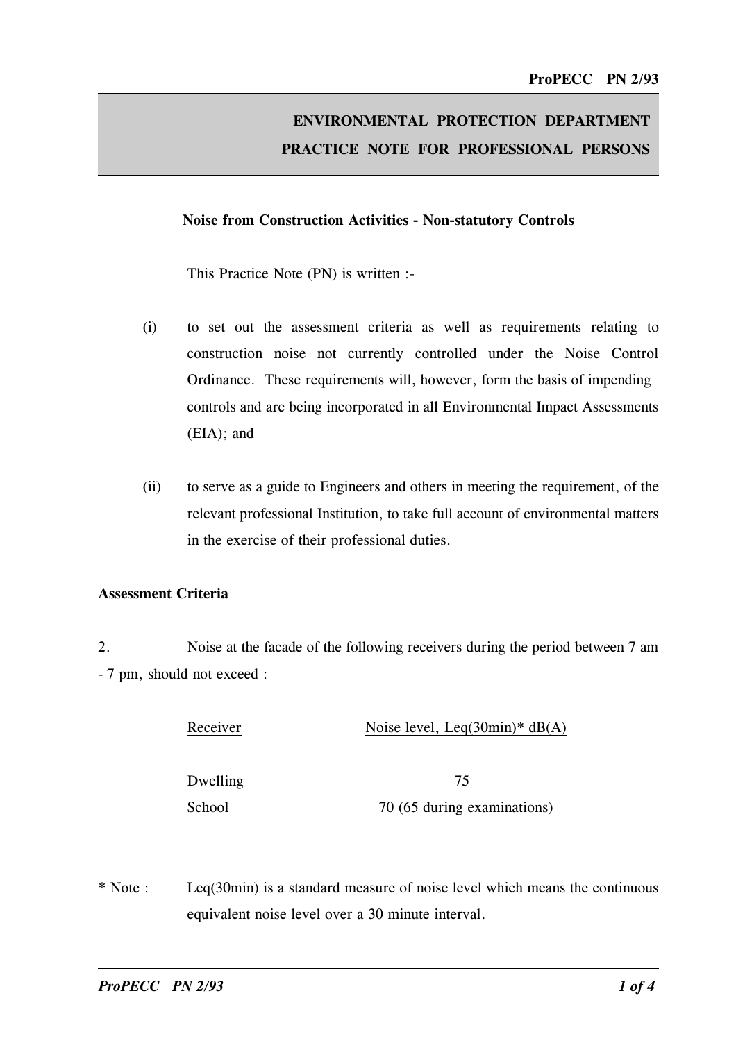**ProPECC PN 2/93**

# ENVIRONMENTAL PROTECTION DEPARTMENT
# PRACTICE NOTE FOR PROFESSIONAL PERSONS

## Noise from Construction Activities - Non-statutory Controls

This Practice Note (PN) is written :-

(i) to set out the assessment criteria as well as requirements relating to construction noise not currently controlled under the Noise Control Ordinance. These requirements will, however, form the basis of impending controls and are being incorporated in all Environmental Impact Assessments (EIA); and

(ii) to serve as a guide to Engineers and others in meeting the requirement, of the relevant professional Institution, to take full account of environmental matters in the exercise of their professional duties.

## Assessment Criteria

2. Noise at the facade of the following receivers during the period between 7 am - 7 pm, should not exceed :

| Receiver | Noise level, Leq(30min)* dB(A) |
| --- | --- |
| Dwelling | 75 |
| School | 70 (65 during examinations) |

\* Note : Leq(30min) is a standard measure of noise level which means the continuous equivalent noise level over a 30 minute interval.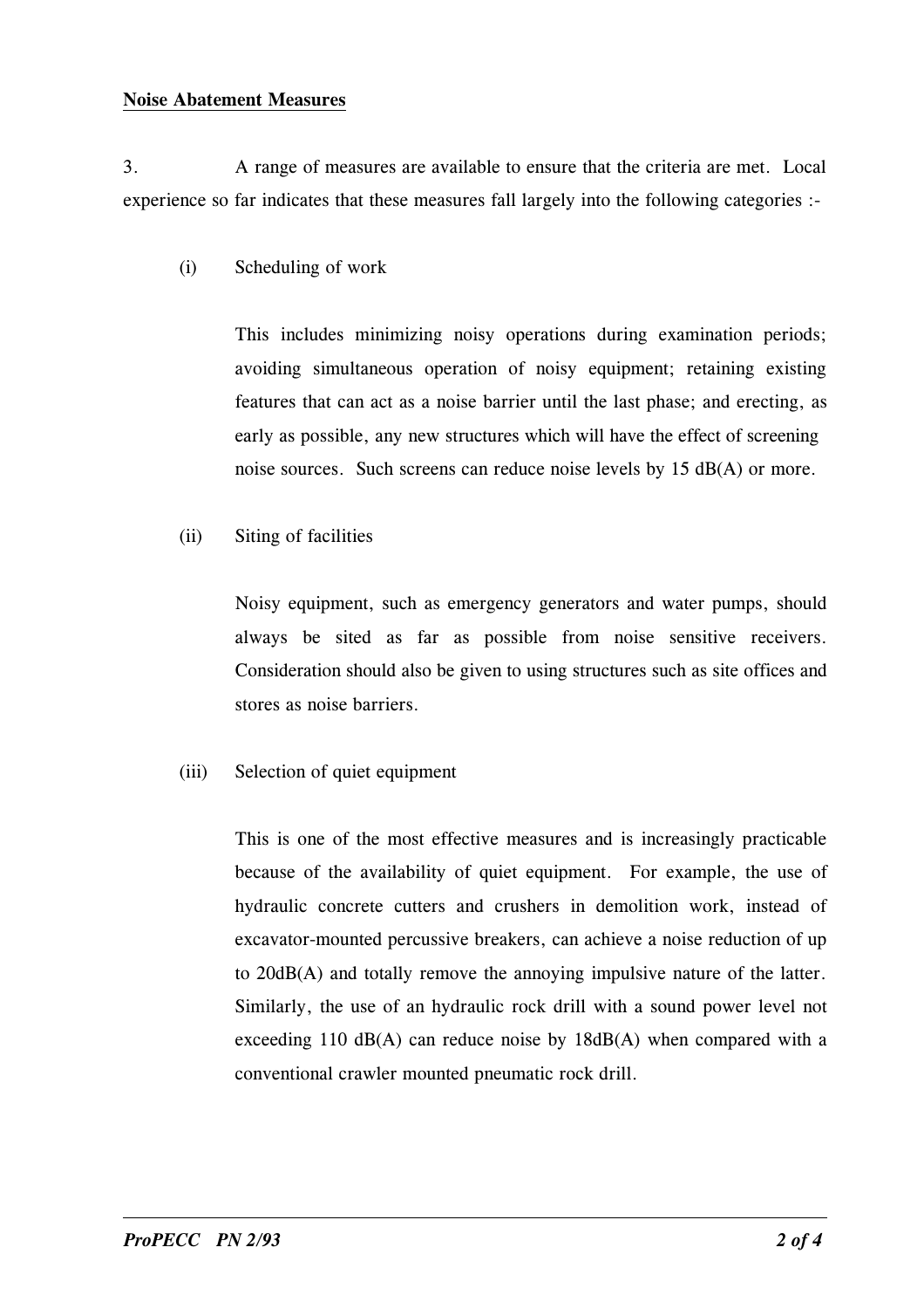**Noise Abatement Measures**

3. A range of measures are available to ensure that the criteria are met. Local experience so far indicates that these measures fall largely into the following categories :-

(i) Scheduling of work

This includes minimizing noisy operations during examination periods; avoiding simultaneous operation of noisy equipment; retaining existing features that can act as a noise barrier until the last phase; and erecting, as early as possible, any new structures which will have the effect of screening noise sources. Such screens can reduce noise levels by 15 dB(A) or more.

(ii) Siting of facilities

Noisy equipment, such as emergency generators and water pumps, should always be sited as far as possible from noise sensitive receivers. Consideration should also be given to using structures such as site offices and stores as noise barriers.

(iii) Selection of quiet equipment

This is one of the most effective measures and is increasingly practicable because of the availability of quiet equipment. For example, the use of hydraulic concrete cutters and crushers in demolition work, instead of excavator-mounted percussive breakers, can achieve a noise reduction of up to 20dB(A) and totally remove the annoying impulsive nature of the latter. Similarly, the use of an hydraulic rock drill with a sound power level not exceeding 110 dB(A) can reduce noise by 18dB(A) when compared with a conventional crawler mounted pneumatic rock drill.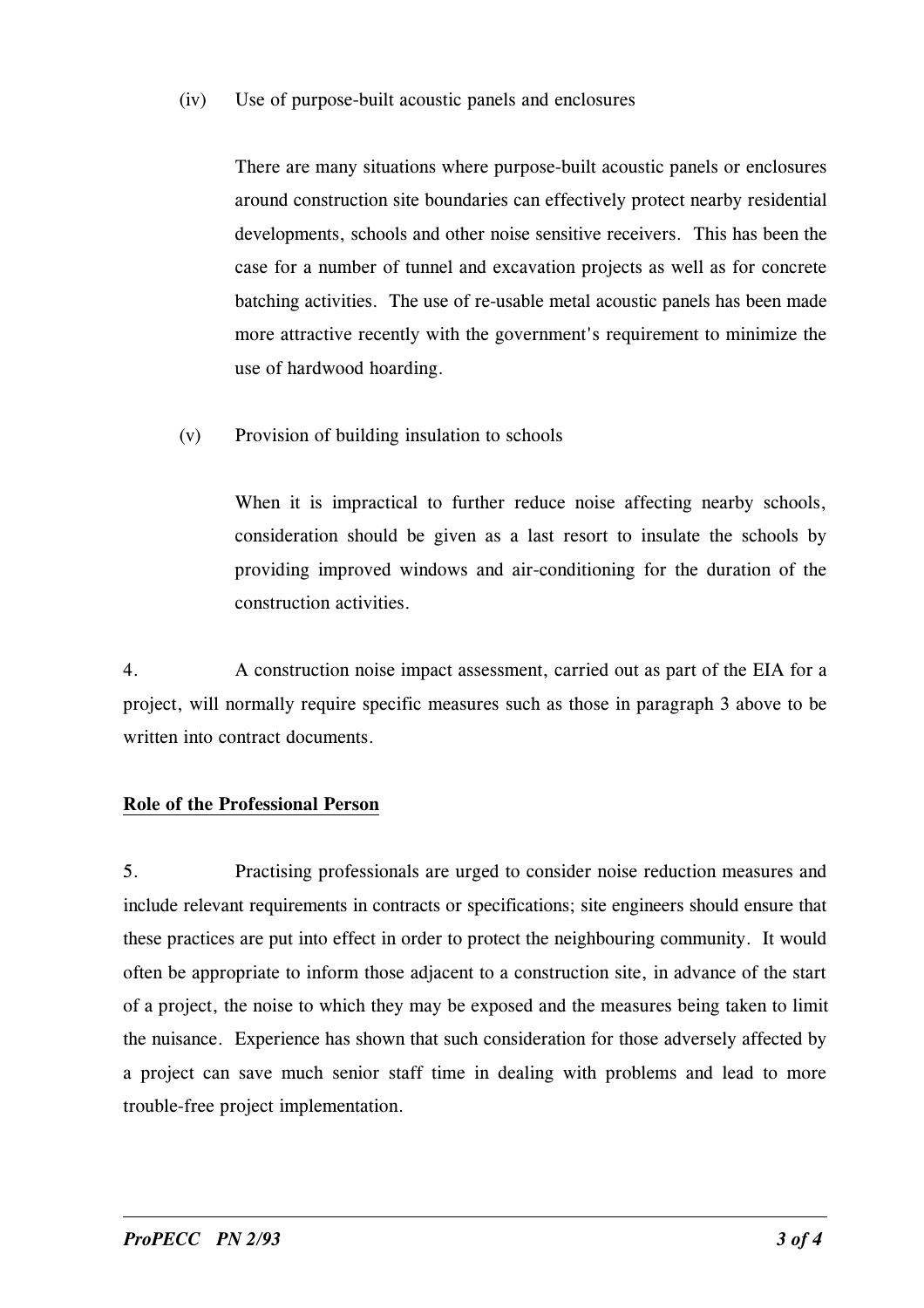(iv) Use of purpose-built acoustic panels and enclosures

There are many situations where purpose-built acoustic panels or enclosures around construction site boundaries can effectively protect nearby residential developments, schools and other noise sensitive receivers. This has been the case for a number of tunnel and excavation projects as well as for concrete batching activities. The use of re-usable metal acoustic panels has been made more attractive recently with the government's requirement to minimize the use of hardwood hoarding.

(v) Provision of building insulation to schools

When it is impractical to further reduce noise affecting nearby schools, consideration should be given as a last resort to insulate the schools by providing improved windows and air-conditioning for the duration of the construction activities.

4. A construction noise impact assessment, carried out as part of the EIA for a project, will normally require specific measures such as those in paragraph 3 above to be written into contract documents.

**Role of the Professional Person**

5. Practising professionals are urged to consider noise reduction measures and include relevant requirements in contracts or specifications; site engineers should ensure that these practices are put into effect in order to protect the neighbouring community. It would often be appropriate to inform those adjacent to a construction site, in advance of the start of a project, the noise to which they may be exposed and the measures being taken to limit the nuisance. Experience has shown that such consideration for those adversely affected by a project can save much senior staff time in dealing with problems and lead to more trouble-free project implementation.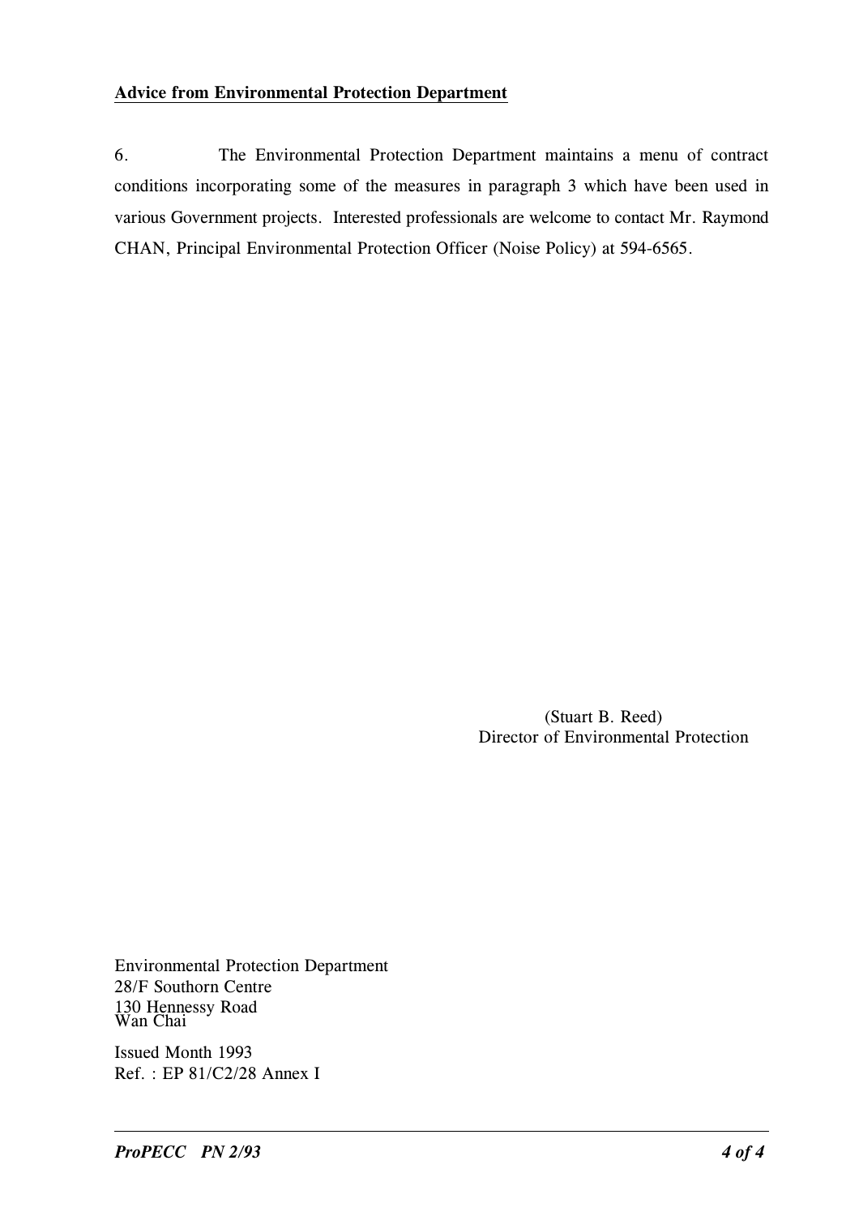**Advice from Environmental Protection Department**

6. The Environmental Protection Department maintains a menu of contract conditions incorporating some of the measures in paragraph 3 which have been used in various Government projects. Interested professionals are welcome to contact Mr. Raymond CHAN, Principal Environmental Protection Officer (Noise Policy) at 594-6565.

(Stuart B. Reed)
Director of Environmental Protection

Environmental Protection Department
28/F Southorn Centre
130 Hennessy Road
Wan Chai

Issued Month 1993
Ref. : EP 81/C2/28 Annex I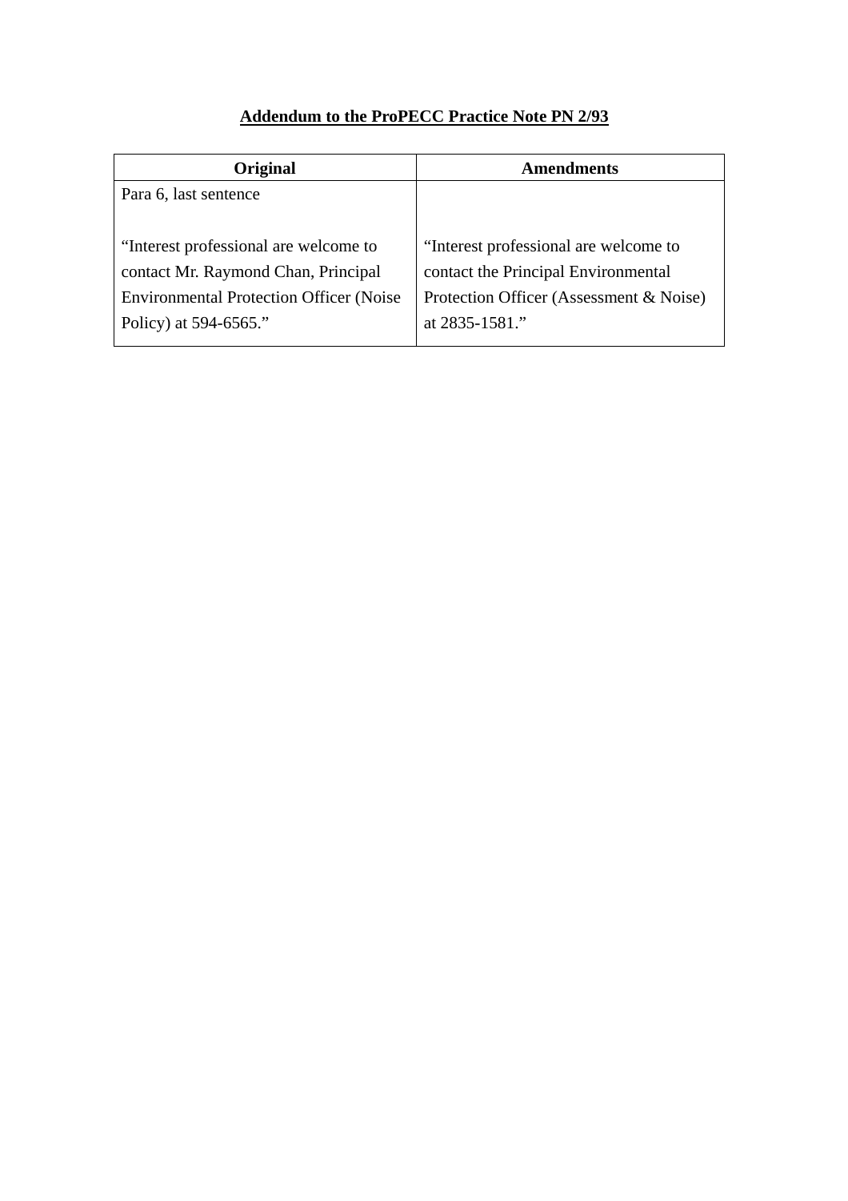**Addendum to the ProPECC Practice Note PN 2/93**

| Original | Amendments |
| --- | --- |
| Para 6, last sentence<br><br>"Interest professional are welcome to contact Mr. Raymond Chan, Principal Environmental Protection Officer (Noise Policy) at 594-6565." | <br><br>"Interest professional are welcome to contact the Principal Environmental Protection Officer (Assessment & Noise) at 2835-1581." |